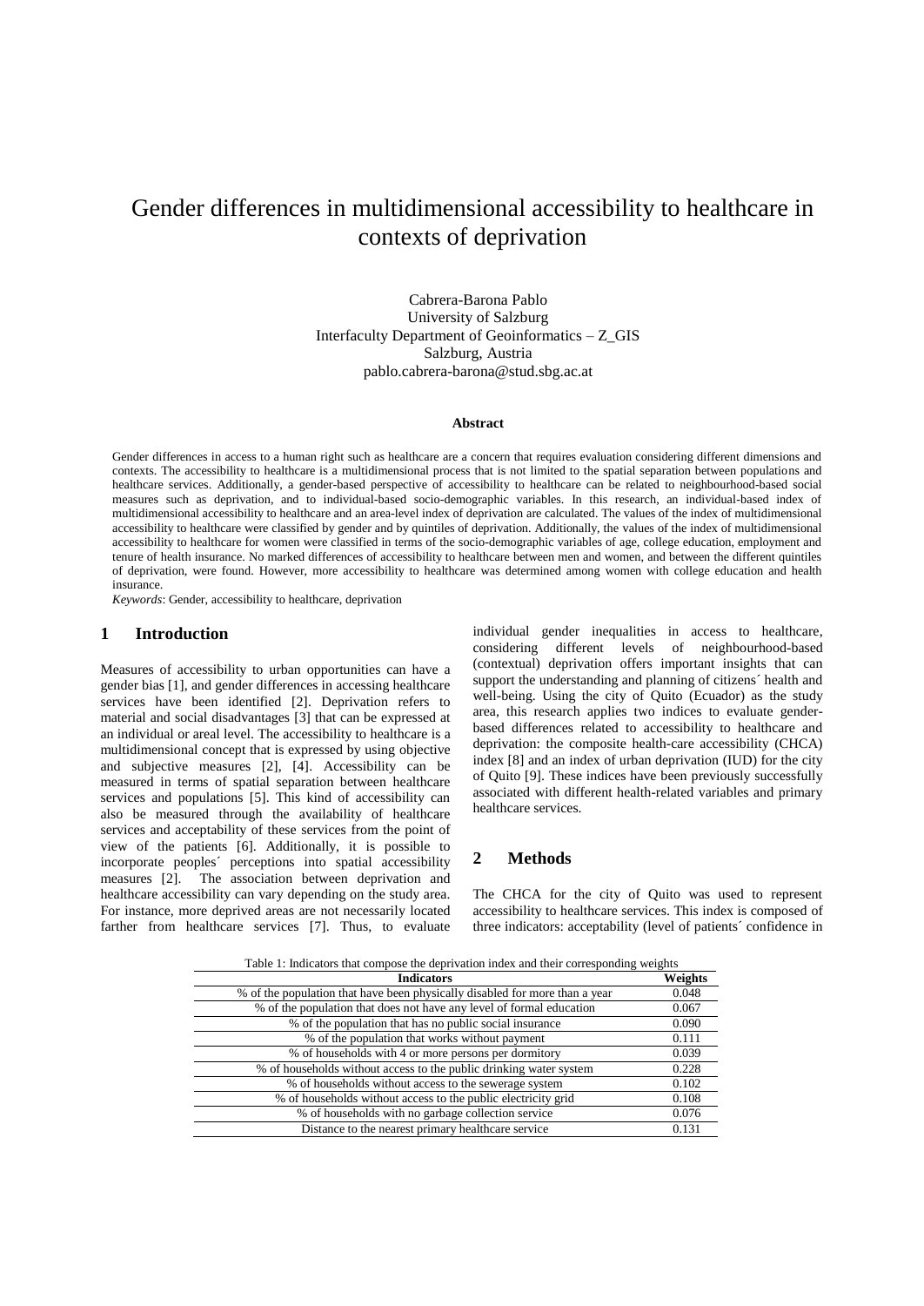# Gender differences in multidimensional accessibility to healthcare in contexts of deprivation

Cabrera-Barona Pablo
University of Salzburg
Interfaculty Department of Geoinformatics – Z_GIS
Salzburg, Austria
pablo.cabrera-barona@stud.sbg.ac.at

**Abstract**

Gender differences in access to a human right such as healthcare are a concern that requires evaluation considering different dimensions and contexts. The accessibility to healthcare is a multidimensional process that is not limited to the spatial separation between populations and healthcare services. Additionally, a gender-based perspective of accessibility to healthcare can be related to neighbourhood-based social measures such as deprivation, and to individual-based socio-demographic variables. In this research, an individual-based index of multidimensional accessibility to healthcare and an area-level index of deprivation are calculated. The values of the index of multidimensional accessibility to healthcare were classified by gender and by quintiles of deprivation. Additionally, the values of the index of multidimensional accessibility to healthcare for women were classified in terms of the socio-demographic variables of age, college education, employment and tenure of health insurance. No marked differences of accessibility to healthcare between men and women, and between the different quintiles of deprivation, were found. However, more accessibility to healthcare was determined among women with college education and health insurance.

*Keywords*: Gender, accessibility to healthcare, deprivation

## 1 Introduction

Measures of accessibility to urban opportunities can have a gender bias [1], and gender differences in accessing healthcare services have been identified [2]. Deprivation refers to material and social disadvantages [3] that can be expressed at an individual or areal level. The accessibility to healthcare is a multidimensional concept that is expressed by using objective and subjective measures [2], [4]. Accessibility can be measured in terms of spatial separation between healthcare services and populations [5]. This kind of accessibility can also be measured through the availability of healthcare services and acceptability of these services from the point of view of the patients [6]. Additionally, it is possible to incorporate peoples´ perceptions into spatial accessibility measures [2]. The association between deprivation and healthcare accessibility can vary depending on the study area. For instance, more deprived areas are not necessarily located farther from healthcare services [7]. Thus, to evaluate individual gender inequalities in access to healthcare, considering different levels of neighbourhood-based (contextual) deprivation offers important insights that can support the understanding and planning of citizens´ health and well-being. Using the city of Quito (Ecuador) as the study area, this research applies two indices to evaluate gender-based differences related to accessibility to healthcare and deprivation: the composite health-care accessibility (CHCA) index [8] and an index of urban deprivation (IUD) for the city of Quito [9]. These indices have been previously successfully associated with different health-related variables and primary healthcare services.

## 2 Methods

The CHCA for the city of Quito was used to represent accessibility to healthcare services. This index is composed of three indicators: acceptability (level of patients´ confidence in

Table 1: Indicators that compose the deprivation index and their corresponding weights

| Indicators | Weights |
|---|---|
| % of the population that have been physically disabled for more than a year | 0.048 |
| % of the population that does not have any level of formal education | 0.067 |
| % of the population that has no public social insurance | 0.090 |
| % of the population that works without payment | 0.111 |
| % of households with 4 or more persons per dormitory | 0.039 |
| % of households without access to the public drinking water system | 0.228 |
| % of households without access to the sewerage system | 0.102 |
| % of households without access to the public electricity grid | 0.108 |
| % of households with no garbage collection service | 0.076 |
| Distance to the nearest primary healthcare service | 0.131 |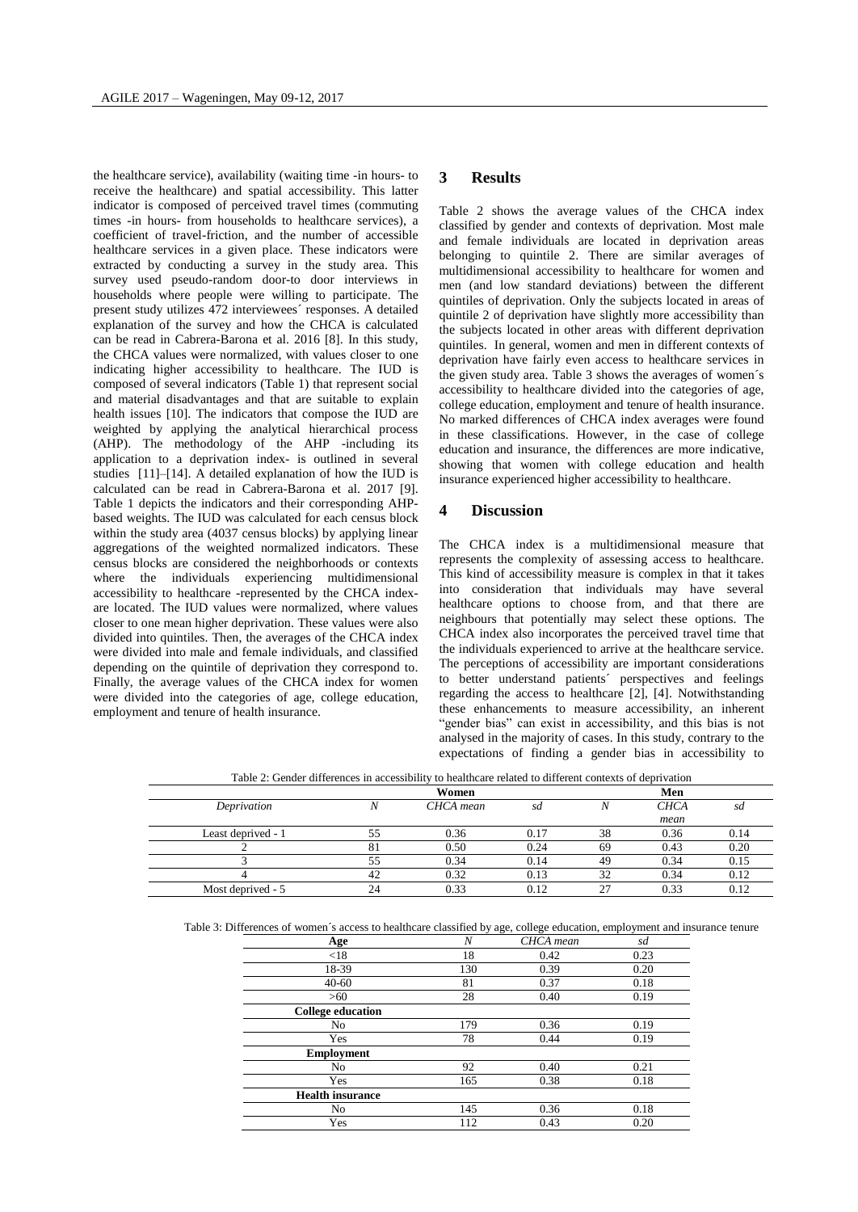the healthcare service), availability (waiting time -in hours- to receive the healthcare) and spatial accessibility. This latter indicator is composed of perceived travel times (commuting times -in hours- from households to healthcare services), a coefficient of travel-friction, and the number of accessible healthcare services in a given place. These indicators were extracted by conducting a survey in the study area. This survey used pseudo-random door-to door interviews in households where people were willing to participate. The present study utilizes 472 interviewees´ responses. A detailed explanation of the survey and how the CHCA is calculated can be read in Cabrera-Barona et al. 2016 [8]. In this study, the CHCA values were normalized, with values closer to one indicating higher accessibility to healthcare. The IUD is composed of several indicators (Table 1) that represent social and material disadvantages and that are suitable to explain health issues [10]. The indicators that compose the IUD are weighted by applying the analytical hierarchical process (AHP). The methodology of the AHP -including its application to a deprivation index- is outlined in several studies [11]–[14]. A detailed explanation of how the IUD is calculated can be read in Cabrera-Barona et al. 2017 [9]. Table 1 depicts the indicators and their corresponding AHP-based weights. The IUD was calculated for each census block within the study area (4037 census blocks) by applying linear aggregations of the weighted normalized indicators. These census blocks are considered the neighborhoods or contexts where the individuals experiencing multidimensional accessibility to healthcare -represented by the CHCA index- are located. The IUD values were normalized, where values closer to one mean higher deprivation. These values were also divided into quintiles. Then, the averages of the CHCA index were divided into male and female individuals, and classified depending on the quintile of deprivation they correspond to. Finally, the average values of the CHCA index for women were divided into the categories of age, college education, employment and tenure of health insurance.

## 3 Results

Table 2 shows the average values of the CHCA index classified by gender and contexts of deprivation. Most male and female individuals are located in deprivation areas belonging to quintile 2. There are similar averages of multidimensional accessibility to healthcare for women and men (and low standard deviations) between the different quintiles of deprivation. Only the subjects located in areas of quintile 2 of deprivation have slightly more accessibility than the subjects located in other areas with different deprivation quintiles. In general, women and men in different contexts of deprivation have fairly even access to healthcare services in the given study area. Table 3 shows the averages of women´s accessibility to healthcare divided into the categories of age, college education, employment and tenure of health insurance. No marked differences of CHCA index averages were found in these classifications. However, in the case of college education and insurance, the differences are more indicative, showing that women with college education and health insurance experienced higher accessibility to healthcare.

## 4 Discussion

The CHCA index is a multidimensional measure that represents the complexity of assessing access to healthcare. This kind of accessibility measure is complex in that it takes into consideration that individuals may have several healthcare options to choose from, and that there are neighbours that potentially may select these options. The CHCA index also incorporates the perceived travel time that the individuals experienced to arrive at the healthcare service. The perceptions of accessibility are important considerations to better understand patients´ perspectives and feelings regarding the access to healthcare [2], [4]. Notwithstanding these enhancements to measure accessibility, an inherent "gender bias" can exist in accessibility, and this bias is not analysed in the majority of cases. In this study, contrary to the expectations of finding a gender bias in accessibility to

Table 2: Gender differences in accessibility to healthcare related to different contexts of deprivation

| | Women | | | Men | | |
|---|---|---|---|---|---|---|
| *Deprivation* | *N* | *CHCA mean* | *sd* | *N* | *CHCA mean* | *sd* |
| Least deprived - 1 | 55 | 0.36 | 0.17 | 38 | 0.36 | 0.14 |
| 2 | 81 | 0.50 | 0.24 | 69 | 0.43 | 0.20 |
| 3 | 55 | 0.34 | 0.14 | 49 | 0.34 | 0.15 |
| 4 | 42 | 0.32 | 0.13 | 32 | 0.34 | 0.12 |
| Most deprived - 5 | 24 | 0.33 | 0.12 | 27 | 0.33 | 0.12 |

Table 3: Differences of women´s access to healthcare classified by age, college education, employment and insurance tenure

| **Age** | *N* | *CHCA mean* | *sd* |
|---|---|---|---|
| <18 | 18 | 0.42 | 0.23 |
| 18-39 | 130 | 0.39 | 0.20 |
| 40-60 | 81 | 0.37 | 0.18 |
| >60 | 28 | 0.40 | 0.19 |
| **College education** | | | |
| No | 179 | 0.36 | 0.19 |
| Yes | 78 | 0.44 | 0.19 |
| **Employment** | | | |
| No | 92 | 0.40 | 0.21 |
| Yes | 165 | 0.38 | 0.18 |
| **Health insurance** | | | |
| No | 145 | 0.36 | 0.18 |
| Yes | 112 | 0.43 | 0.20 |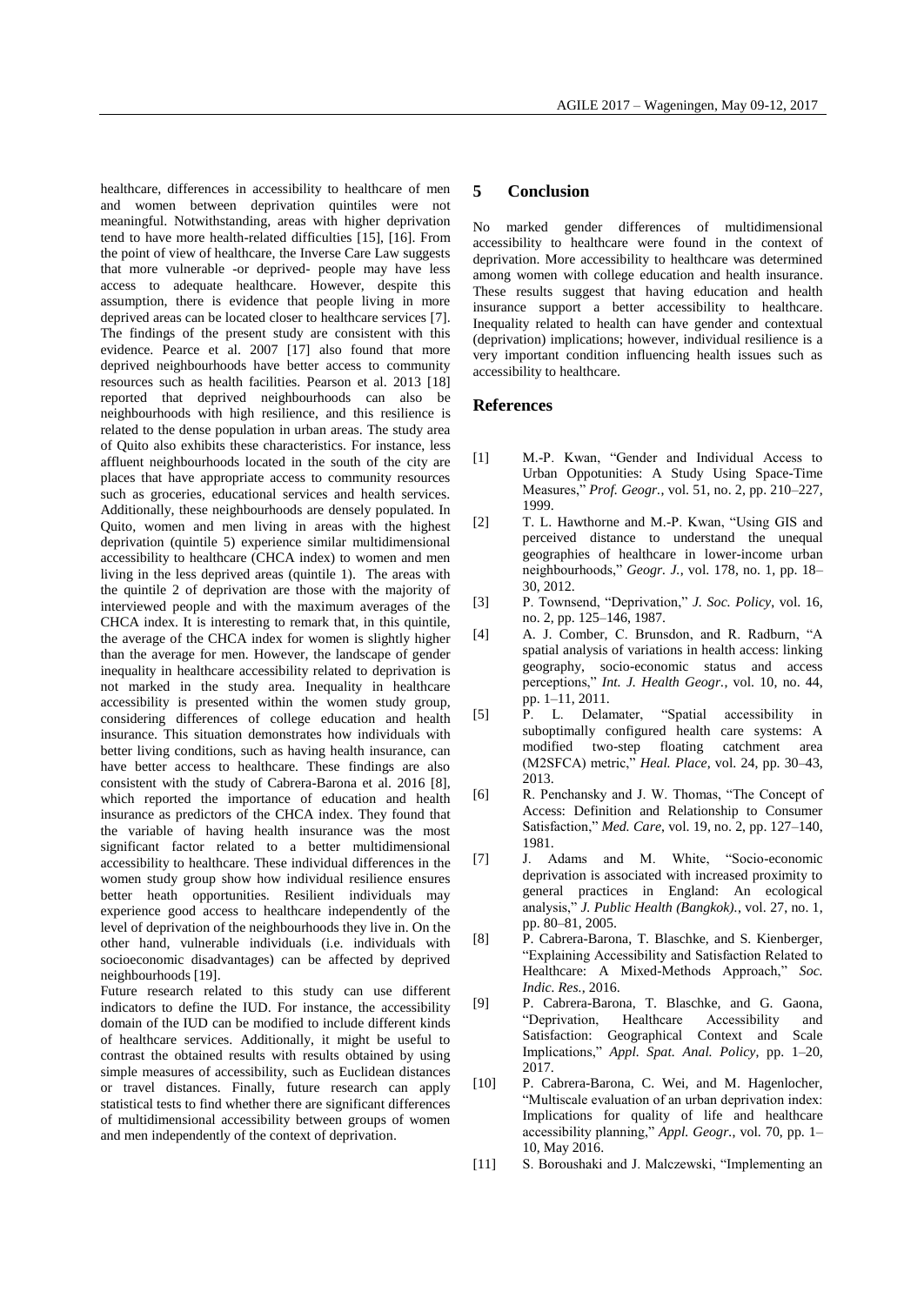healthcare, differences in accessibility to healthcare of men and women between deprivation quintiles were not meaningful. Notwithstanding, areas with higher deprivation tend to have more health-related difficulties [15], [16]. From the point of view of healthcare, the Inverse Care Law suggests that more vulnerable -or deprived- people may have less access to adequate healthcare. However, despite this assumption, there is evidence that people living in more deprived areas can be located closer to healthcare services [7]. The findings of the present study are consistent with this evidence. Pearce et al. 2007 [17] also found that more deprived neighbourhoods have better access to community resources such as health facilities. Pearson et al. 2013 [18] reported that deprived neighbourhoods can also be neighbourhoods with high resilience, and this resilience is related to the dense population in urban areas. The study area of Quito also exhibits these characteristics. For instance, less affluent neighbourhoods located in the south of the city are places that have appropriate access to community resources such as groceries, educational services and health services. Additionally, these neighbourhoods are densely populated. In Quito, women and men living in areas with the highest deprivation (quintile 5) experience similar multidimensional accessibility to healthcare (CHCA index) to women and men living in the less deprived areas (quintile 1). The areas with the quintile 2 of deprivation are those with the majority of interviewed people and with the maximum averages of the CHCA index. It is interesting to remark that, in this quintile, the average of the CHCA index for women is slightly higher than the average for men. However, the landscape of gender inequality in healthcare accessibility related to deprivation is not marked in the study area. Inequality in healthcare accessibility is presented within the women study group, considering differences of college education and health insurance. This situation demonstrates how individuals with better living conditions, such as having health insurance, can have better access to healthcare. These findings are also consistent with the study of Cabrera-Barona et al. 2016 [8], which reported the importance of education and health insurance as predictors of the CHCA index. They found that the variable of having health insurance was the most significant factor related to a better multidimensional accessibility to healthcare. These individual differences in the women study group show how individual resilience ensures better heath opportunities. Resilient individuals may experience good access to healthcare independently of the level of deprivation of the neighbourhoods they live in. On the other hand, vulnerable individuals (i.e. individuals with socioeconomic disadvantages) can be affected by deprived neighbourhoods [19].

Future research related to this study can use different indicators to define the IUD. For instance, the accessibility domain of the IUD can be modified to include different kinds of healthcare services. Additionally, it might be useful to contrast the obtained results with results obtained by using simple measures of accessibility, such as Euclidean distances or travel distances. Finally, future research can apply statistical tests to find whether there are significant differences of multidimensional accessibility between groups of women and men independently of the context of deprivation.

## 5 Conclusion

No marked gender differences of multidimensional accessibility to healthcare were found in the context of deprivation. More accessibility to healthcare was determined among women with college education and health insurance. These results suggest that having education and health insurance support a better accessibility to healthcare. Inequality related to health can have gender and contextual (deprivation) implications; however, individual resilience is a very important condition influencing health issues such as accessibility to healthcare.

## References

[1] M.-P. Kwan, "Gender and Individual Access to Urban Oppotunities: A Study Using Space-Time Measures," *Prof. Geogr.*, vol. 51, no. 2, pp. 210–227, 1999.

[2] T. L. Hawthorne and M.-P. Kwan, "Using GIS and perceived distance to understand the unequal geographies of healthcare in lower-income urban neighbourhoods," *Geogr. J.*, vol. 178, no. 1, pp. 18–30, 2012.

[3] P. Townsend, "Deprivation," *J. Soc. Policy*, vol. 16, no. 2, pp. 125–146, 1987.

[4] A. J. Comber, C. Brunsdon, and R. Radburn, "A spatial analysis of variations in health access: linking geography, socio-economic status and access perceptions," *Int. J. Health Geogr.*, vol. 10, no. 44, pp. 1–11, 2011.

[5] P. L. Delamater, "Spatial accessibility in suboptimally configured health care systems: A modified two-step floating catchment area (M2SFCA) metric," *Heal. Place*, vol. 24, pp. 30–43, 2013.

[6] R. Penchansky and J. W. Thomas, "The Concept of Access: Definition and Relationship to Consumer Satisfaction," *Med. Care*, vol. 19, no. 2, pp. 127–140, 1981.

[7] J. Adams and M. White, "Socio-economic deprivation is associated with increased proximity to general practices in England: An ecological analysis," *J. Public Health (Bangkok).*, vol. 27, no. 1, pp. 80–81, 2005.

[8] P. Cabrera-Barona, T. Blaschke, and S. Kienberger, "Explaining Accessibility and Satisfaction Related to Healthcare: A Mixed-Methods Approach," *Soc. Indic. Res.*, 2016.

[9] P. Cabrera-Barona, T. Blaschke, and G. Gaona, "Deprivation, Healthcare Accessibility and Satisfaction: Geographical Context and Scale Implications," *Appl. Spat. Anal. Policy*, pp. 1–20, 2017.

[10] P. Cabrera-Barona, C. Wei, and M. Hagenlocher, "Multiscale evaluation of an urban deprivation index: Implications for quality of life and healthcare accessibility planning," *Appl. Geogr.*, vol. 70, pp. 1–10, May 2016.

[11] S. Boroushaki and J. Malczewski, "Implementing an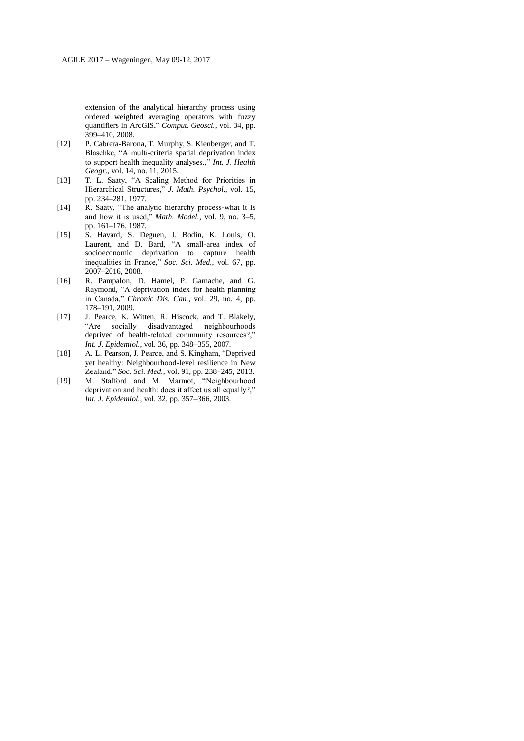extension of the analytical hierarchy process using ordered weighted averaging operators with fuzzy quantifiers in ArcGIS," *Comput. Geosci.*, vol. 34, pp. 399–410, 2008.

[12] P. Cabrera-Barona, T. Murphy, S. Kienberger, and T. Blaschke, "A multi-criteria spatial deprivation index to support health inequality analyses.," *Int. J. Health Geogr.*, vol. 14, no. 11, 2015.

[13] T. L. Saaty, "A Scaling Method for Priorities in Hierarchical Structures," *J. Math. Psychol.*, vol. 15, pp. 234–281, 1977.

[14] R. Saaty, "The analytic hierarchy process-what it is and how it is used," *Math. Model.*, vol. 9, no. 3–5, pp. 161–176, 1987.

[15] S. Havard, S. Deguen, J. Bodin, K. Louis, O. Laurent, and D. Bard, "A small-area index of socioeconomic deprivation to capture health inequalities in France," *Soc. Sci. Med.*, vol. 67, pp. 2007–2016, 2008.

[16] R. Pampalon, D. Hamel, P. Gamache, and G. Raymond, "A deprivation index for health planning in Canada," *Chronic Dis. Can.*, vol. 29, no. 4, pp. 178–191, 2009.

[17] J. Pearce, K. Witten, R. Hiscock, and T. Blakely, "Are socially disadvantaged neighbourhoods deprived of health-related community resources?," *Int. J. Epidemiol.*, vol. 36, pp. 348–355, 2007.

[18] A. L. Pearson, J. Pearce, and S. Kingham, "Deprived yet healthy: Neighbourhood-level resilience in New Zealand," *Soc. Sci. Med.*, vol. 91, pp. 238–245, 2013.

[19] M. Stafford and M. Marmot, "Neighbourhood deprivation and health: does it affect us all equally?," *Int. J. Epidemiol.*, vol. 32, pp. 357–366, 2003.